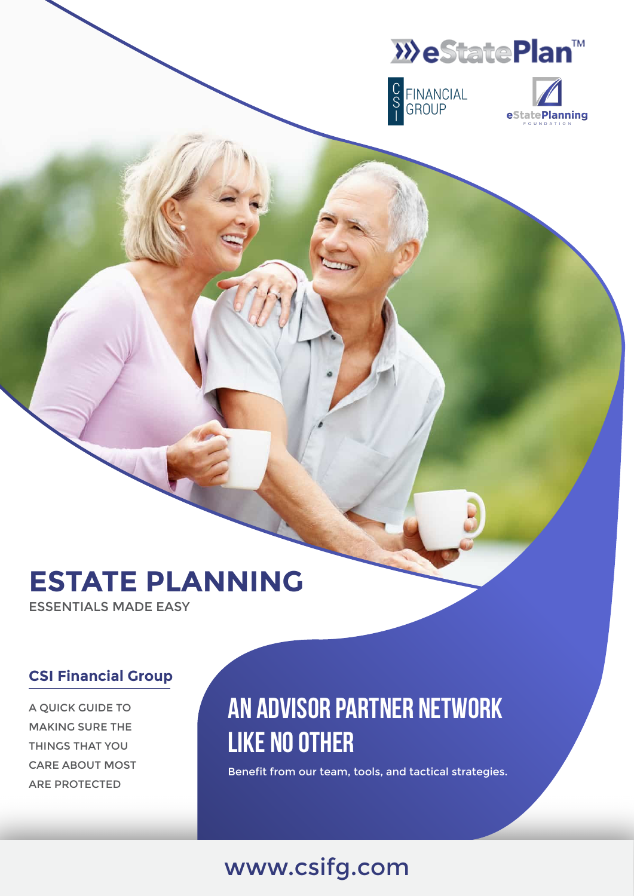eStatePlan™

CSI FINANCIAL GROUP

eStatePlanning FOUNDATION

# ESTATE PLANNING

ESSENTIALS MADE EASY

## CSI Financial Group

A QUICK GUIDE TO MAKING SURE THE THINGS THAT YOU CARE ABOUT MOST ARE PROTECTED

## AN ADVISOR PARTNER NETWORK LIKE NO OTHER

Benefit from our team, tools, and tactical strategies.

www.csifg.com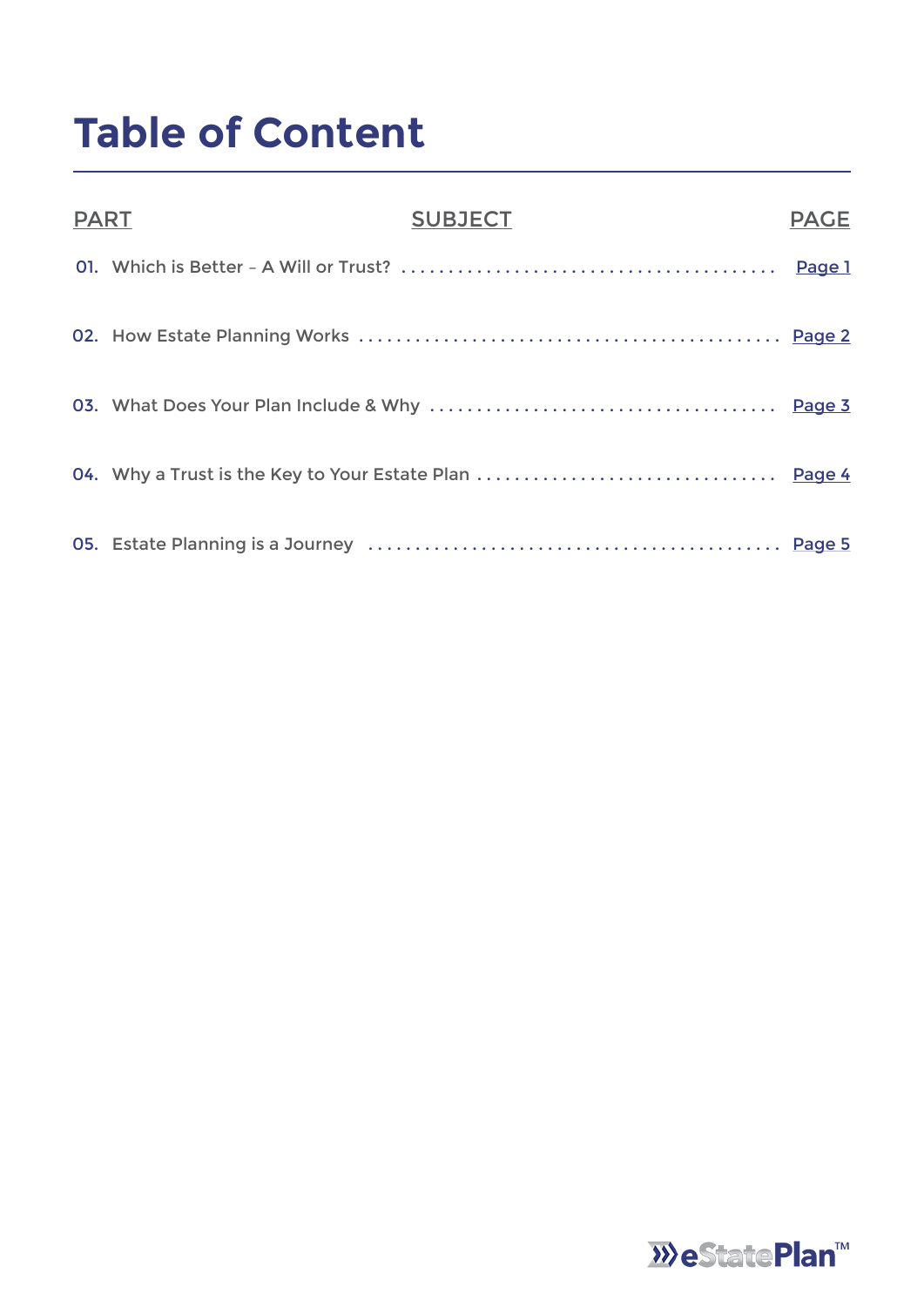# Table of Content

| PART | SUBJECT | PAGE |
| --- | --- | --- |
| 01. | Which is Better – A Will or Trust? | Page 1 |
| 02. | How Estate Planning Works | Page 2 |
| 03. | What Does Your Plan Include & Why | Page 3 |
| 04. | Why a Trust is the Key to Your Estate Plan | Page 4 |
| 05. | Estate Planning is a Journey | Page 5 |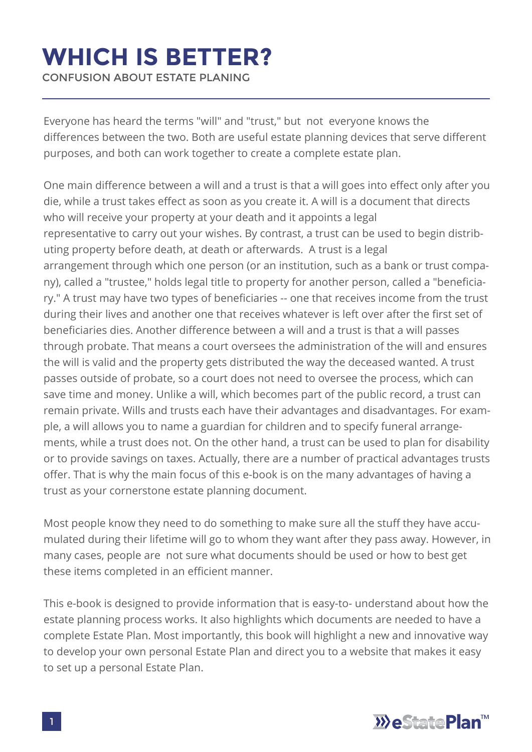# WHICH IS BETTER?

CONFUSION ABOUT ESTATE PLANING

Everyone has heard the terms "will" and "trust," but not everyone knows the differences between the two. Both are useful estate planning devices that serve different purposes, and both can work together to create a complete estate plan.

One main difference between a will and a trust is that a will goes into effect only after you die, while a trust takes effect as soon as you create it. A will is a document that directs who will receive your property at your death and it appoints a legal representative to carry out your wishes. By contrast, a trust can be used to begin distributing property before death, at death or afterwards. A trust is a legal arrangement through which one person (or an institution, such as a bank or trust company), called a "trustee," holds legal title to property for another person, called a "beneficiary." A trust may have two types of beneficiaries -- one that receives income from the trust during their lives and another one that receives whatever is left over after the first set of beneficiaries dies. Another difference between a will and a trust is that a will passes through probate. That means a court oversees the administration of the will and ensures the will is valid and the property gets distributed the way the deceased wanted. A trust passes outside of probate, so a court does not need to oversee the process, which can save time and money. Unlike a will, which becomes part of the public record, a trust can remain private. Wills and trusts each have their advantages and disadvantages. For example, a will allows you to name a guardian for children and to specify funeral arrangements, while a trust does not. On the other hand, a trust can be used to plan for disability or to provide savings on taxes. Actually, there are a number of practical advantages trusts offer. That is why the main focus of this e-book is on the many advantages of having a trust as your cornerstone estate planning document.

Most people know they need to do something to make sure all the stuff they have accumulated during their lifetime will go to whom they want after they pass away. However, in many cases, people are not sure what documents should be used or how to best get these items completed in an efficient manner.

This e-book is designed to provide information that is easy-to- understand about how the estate planning process works. It also highlights which documents are needed to have a complete Estate Plan. Most importantly, this book will highlight a new and innovative way to develop your own personal Estate Plan and direct you to a website that makes it easy to set up a personal Estate Plan.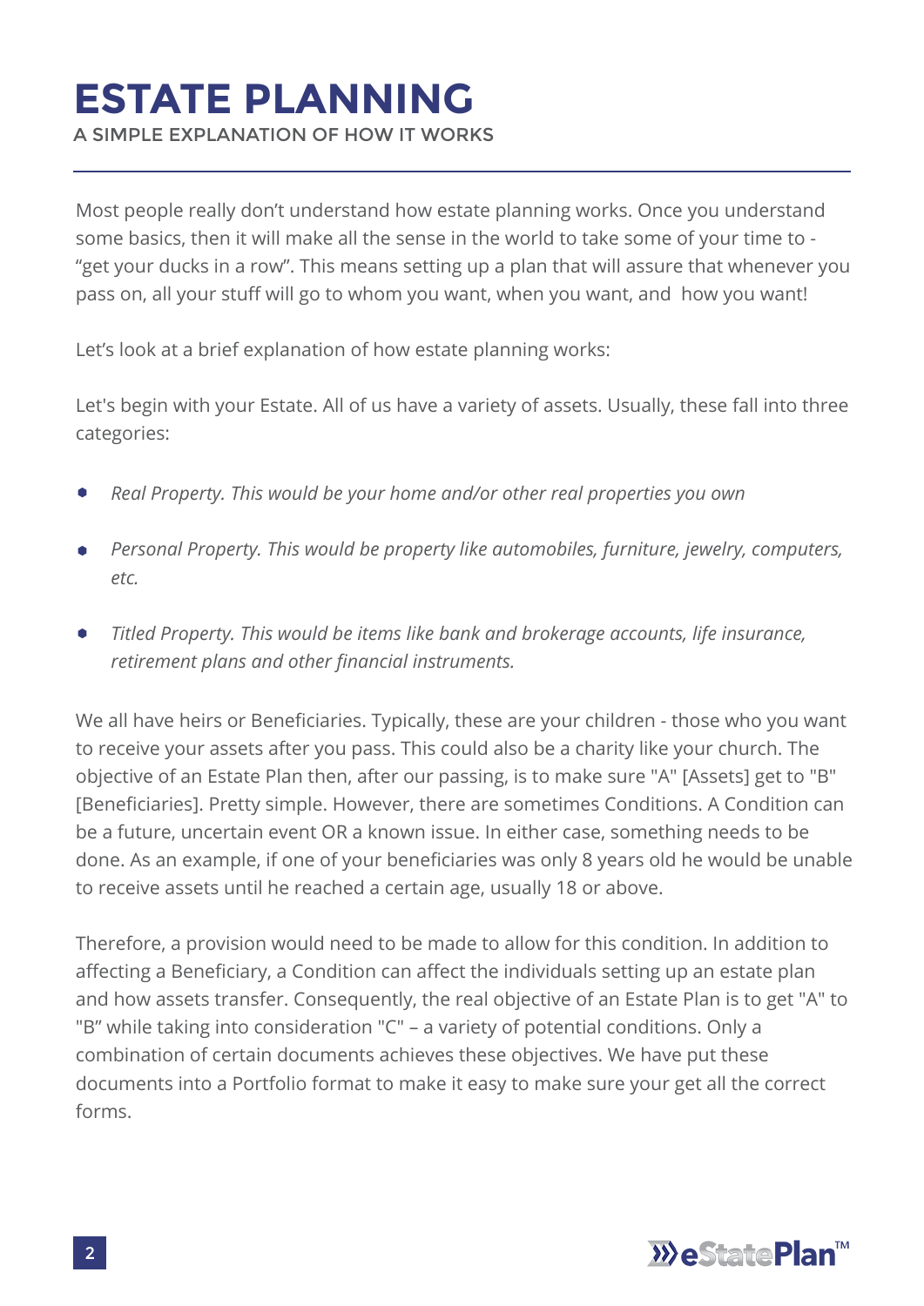# ESTATE PLANNING

A SIMPLE EXPLANATION OF HOW IT WORKS

---

Most people really don't understand how estate planning works. Once you understand some basics, then it will make all the sense in the world to take some of your time to - "get your ducks in a row". This means setting up a plan that will assure that whenever you pass on, all your stuff will go to whom you want, when you want, and how you want!

Let's look at a brief explanation of how estate planning works:

Let's begin with your Estate. All of us have a variety of assets. Usually, these fall into three categories:

- *Real Property. This would be your home and/or other real properties you own*
- *Personal Property. This would be property like automobiles, furniture, jewelry, computers, etc.*
- *Titled Property. This would be items like bank and brokerage accounts, life insurance, retirement plans and other financial instruments.*

We all have heirs or Beneficiaries. Typically, these are your children - those who you want to receive your assets after you pass. This could also be a charity like your church. The objective of an Estate Plan then, after our passing, is to make sure "A" [Assets] get to "B" [Beneficiaries]. Pretty simple. However, there are sometimes Conditions. A Condition can be a future, uncertain event OR a known issue. In either case, something needs to be done. As an example, if one of your beneficiaries was only 8 years old he would be unable to receive assets until he reached a certain age, usually 18 or above.

Therefore, a provision would need to be made to allow for this condition. In addition to affecting a Beneficiary, a Condition can affect the individuals setting up an estate plan and how assets transfer. Consequently, the real objective of an Estate Plan is to get "A" to "B" while taking into consideration "C" – a variety of potential conditions. Only a combination of certain documents achieves these objectives. We have put these documents into a Portfolio format to make it easy to make sure your get all the correct forms.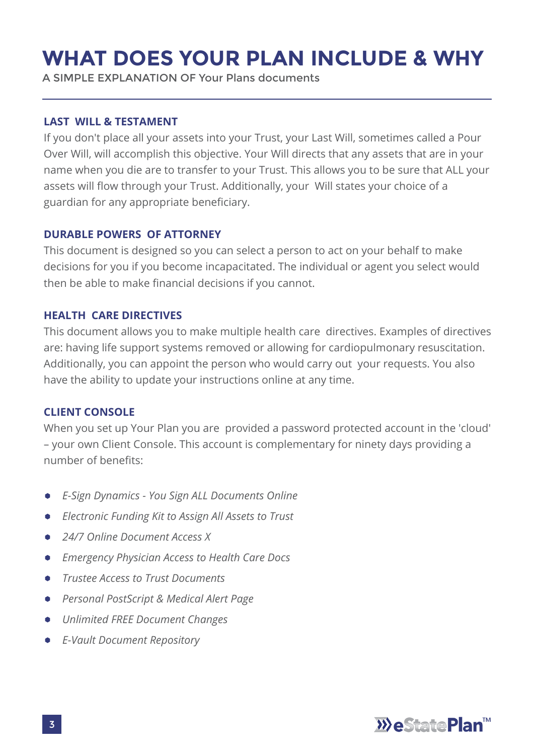# WHAT DOES YOUR PLAN INCLUDE & WHY

A SIMPLE EXPLANATION OF Your Plans documents

---

### LAST WILL & TESTAMENT

If you don't place all your assets into your Trust, your Last Will, sometimes called a Pour Over Will, will accomplish this objective. Your Will directs that any assets that are in your name when you die are to transfer to your Trust. This allows you to be sure that ALL your assets will flow through your Trust. Additionally, your Will states your choice of a guardian for any appropriate beneficiary.

### DURABLE POWERS OF ATTORNEY

This document is designed so you can select a person to act on your behalf to make decisions for you if you become incapacitated. The individual or agent you select would then be able to make financial decisions if you cannot.

### HEALTH CARE DIRECTIVES

This document allows you to make multiple health care directives. Examples of directives are: having life support systems removed or allowing for cardiopulmonary resuscitation. Additionally, you can appoint the person who would carry out your requests. You also have the ability to update your instructions online at any time.

### CLIENT CONSOLE

When you set up Your Plan you are provided a password protected account in the 'cloud' – your own Client Console. This account is complementary for ninety days providing a number of benefits:

- *E-Sign Dynamics - You Sign ALL Documents Online*
- *Electronic Funding Kit to Assign All Assets to Trust*
- *24/7 Online Document Access X*
- *Emergency Physician Access to Health Care Docs*
- *Trustee Access to Trust Documents*
- *Personal PostScript & Medical Alert Page*
- *Unlimited FREE Document Changes*
- *E-Vault Document Repository*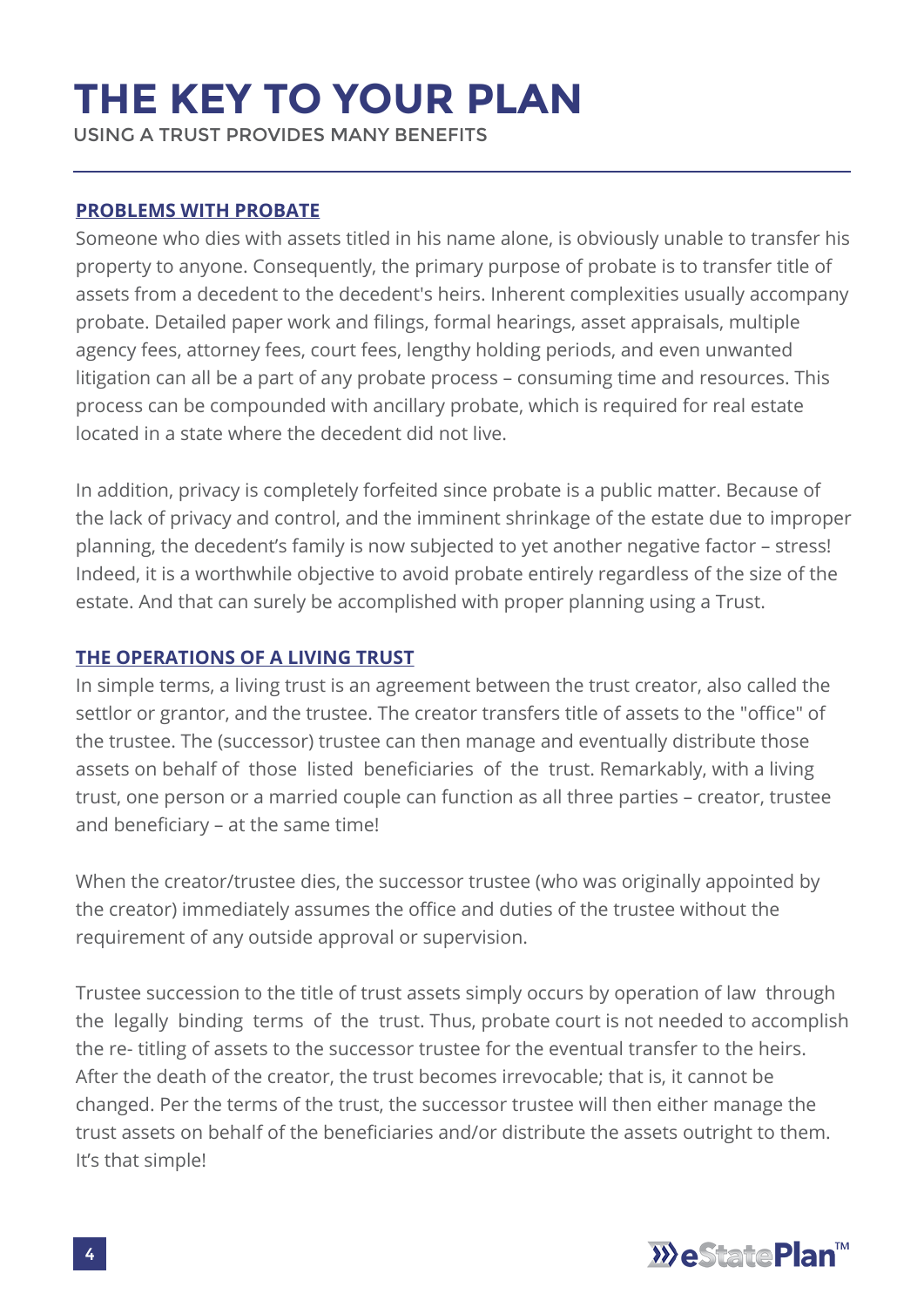# THE KEY TO YOUR PLAN

USING A TRUST PROVIDES MANY BENEFITS

---

### PROBLEMS WITH PROBATE

Someone who dies with assets titled in his name alone, is obviously unable to transfer his property to anyone. Consequently, the primary purpose of probate is to transfer title of assets from a decedent to the decedent's heirs. Inherent complexities usually accompany probate. Detailed paper work and filings, formal hearings, asset appraisals, multiple agency fees, attorney fees, court fees, lengthy holding periods, and even unwanted litigation can all be a part of any probate process – consuming time and resources. This process can be compounded with ancillary probate, which is required for real estate located in a state where the decedent did not live.

In addition, privacy is completely forfeited since probate is a public matter. Because of the lack of privacy and control, and the imminent shrinkage of the estate due to improper planning, the decedent's family is now subjected to yet another negative factor – stress! Indeed, it is a worthwhile objective to avoid probate entirely regardless of the size of the estate. And that can surely be accomplished with proper planning using a Trust.

### THE OPERATIONS OF A LIVING TRUST

In simple terms, a living trust is an agreement between the trust creator, also called the settlor or grantor, and the trustee. The creator transfers title of assets to the "office" of the trustee. The (successor) trustee can then manage and eventually distribute those assets on behalf of those listed beneficiaries of the trust. Remarkably, with a living trust, one person or a married couple can function as all three parties – creator, trustee and beneficiary – at the same time!

When the creator/trustee dies, the successor trustee (who was originally appointed by the creator) immediately assumes the office and duties of the trustee without the requirement of any outside approval or supervision.

Trustee succession to the title of trust assets simply occurs by operation of law through the legally binding terms of the trust. Thus, probate court is not needed to accomplish the re- titling of assets to the successor trustee for the eventual transfer to the heirs. After the death of the creator, the trust becomes irrevocable; that is, it cannot be changed. Per the terms of the trust, the successor trustee will then either manage the trust assets on behalf of the beneficiaries and/or distribute the assets outright to them. It's that simple!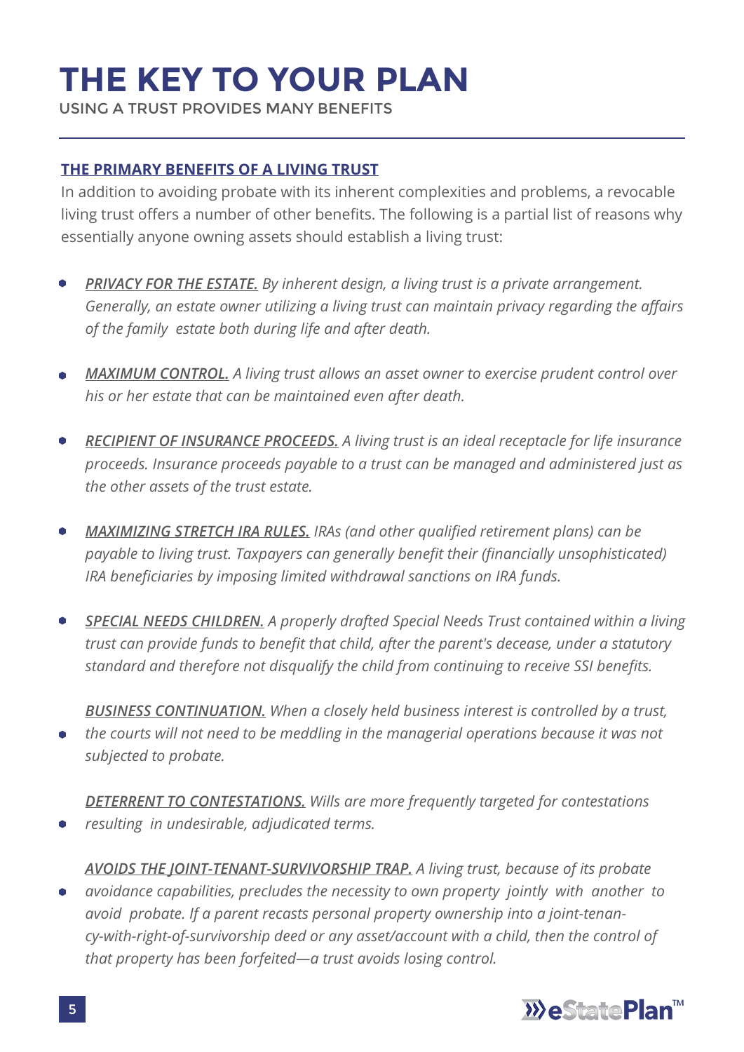# THE KEY TO YOUR PLAN

USING A TRUST PROVIDES MANY BENEFITS

---

**THE PRIMARY BENEFITS OF A LIVING TRUST**

In addition to avoiding probate with its inherent complexities and problems, a revocable living trust offers a number of other benefits. The following is a partial list of reasons why essentially anyone owning assets should establish a living trust:

- ***PRIVACY FOR THE ESTATE.*** *By inherent design, a living trust is a private arrangement. Generally, an estate owner utilizing a living trust can maintain privacy regarding the affairs of the family estate both during life and after death.*
- ***MAXIMUM CONTROL.*** *A living trust allows an asset owner to exercise prudent control over his or her estate that can be maintained even after death.*
- ***RECIPIENT OF INSURANCE PROCEEDS.*** *A living trust is an ideal receptacle for life insurance proceeds. Insurance proceeds payable to a trust can be managed and administered just as the other assets of the trust estate.*
- ***MAXIMIZING STRETCH IRA RULES.*** *IRAs (and other qualified retirement plans) can be payable to living trust. Taxpayers can generally benefit their (financially unsophisticated) IRA beneficiaries by imposing limited withdrawal sanctions on IRA funds.*
- ***SPECIAL NEEDS CHILDREN.*** *A properly drafted Special Needs Trust contained within a living trust can provide funds to benefit that child, after the parent's decease, under a statutory standard and therefore not disqualify the child from continuing to receive SSI benefits.*
- ***BUSINESS CONTINUATION.*** *When a closely held business interest is controlled by a trust, the courts will not need to be meddling in the managerial operations because it was not subjected to probate.*
- ***DETERRENT TO CONTESTATIONS.*** *Wills are more frequently targeted for contestations resulting in undesirable, adjudicated terms.*
- ***AVOIDS THE JOINT-TENANT-SURVIVORSHIP TRAP.*** *A living trust, because of its probate avoidance capabilities, precludes the necessity to own property jointly with another to avoid probate. If a parent recasts personal property ownership into a joint-tenancy-with-right-of-survivorship deed or any asset/account with a child, then the control of that property has been forfeited—a trust avoids losing control.*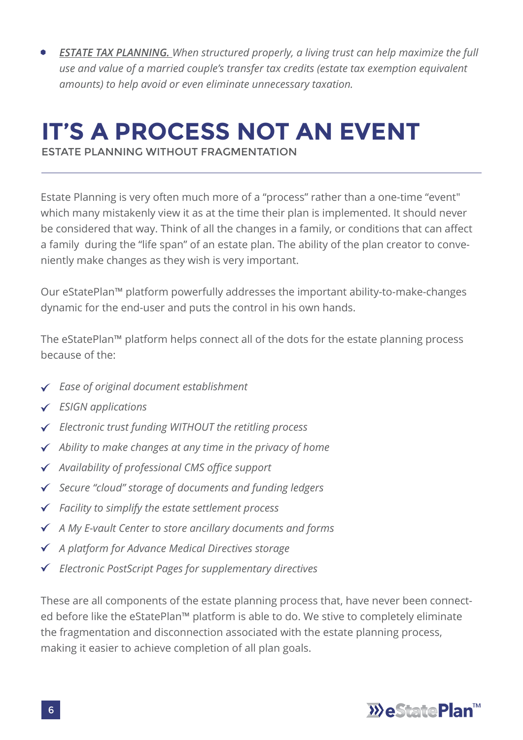- ***ESTATE TAX PLANNING.*** *When structured properly, a living trust can help maximize the full use and value of a married couple's transfer tax credits (estate tax exemption equivalent amounts) to help avoid or even eliminate unnecessary taxation.*

# IT'S A PROCESS NOT AN EVENT

ESTATE PLANNING WITHOUT FRAGMENTATION

---

Estate Planning is very often much more of a "process" rather than a one-time "event" which many mistakenly view it as at the time their plan is implemented. It should never be considered that way. Think of all the changes in a family, or conditions that can affect a family during the "life span" of an estate plan. The ability of the plan creator to conveniently make changes as they wish is very important.

Our eStatePlan™ platform powerfully addresses the important ability-to-make-changes dynamic for the end-user and puts the control in his own hands.

The eStatePlan™ platform helps connect all of the dots for the estate planning process because of the:

- ✓ *Ease of original document establishment*
- ✓ *ESIGN applications*
- ✓ *Electronic trust funding WITHOUT the retitling process*
- ✓ *Ability to make changes at any time in the privacy of home*
- ✓ *Availability of professional CMS office support*
- ✓ *Secure "cloud" storage of documents and funding ledgers*
- ✓ *Facility to simplify the estate settlement process*
- ✓ *A My E-vault Center to store ancillary documents and forms*
- ✓ *A platform for Advance Medical Directives storage*
- ✓ *Electronic PostScript Pages for supplementary directives*

These are all components of the estate planning process that, have never been connected before like the eStatePlan™ platform is able to do. We stive to completely eliminate the fragmentation and disconnection associated with the estate planning process, making it easier to achieve completion of all plan goals.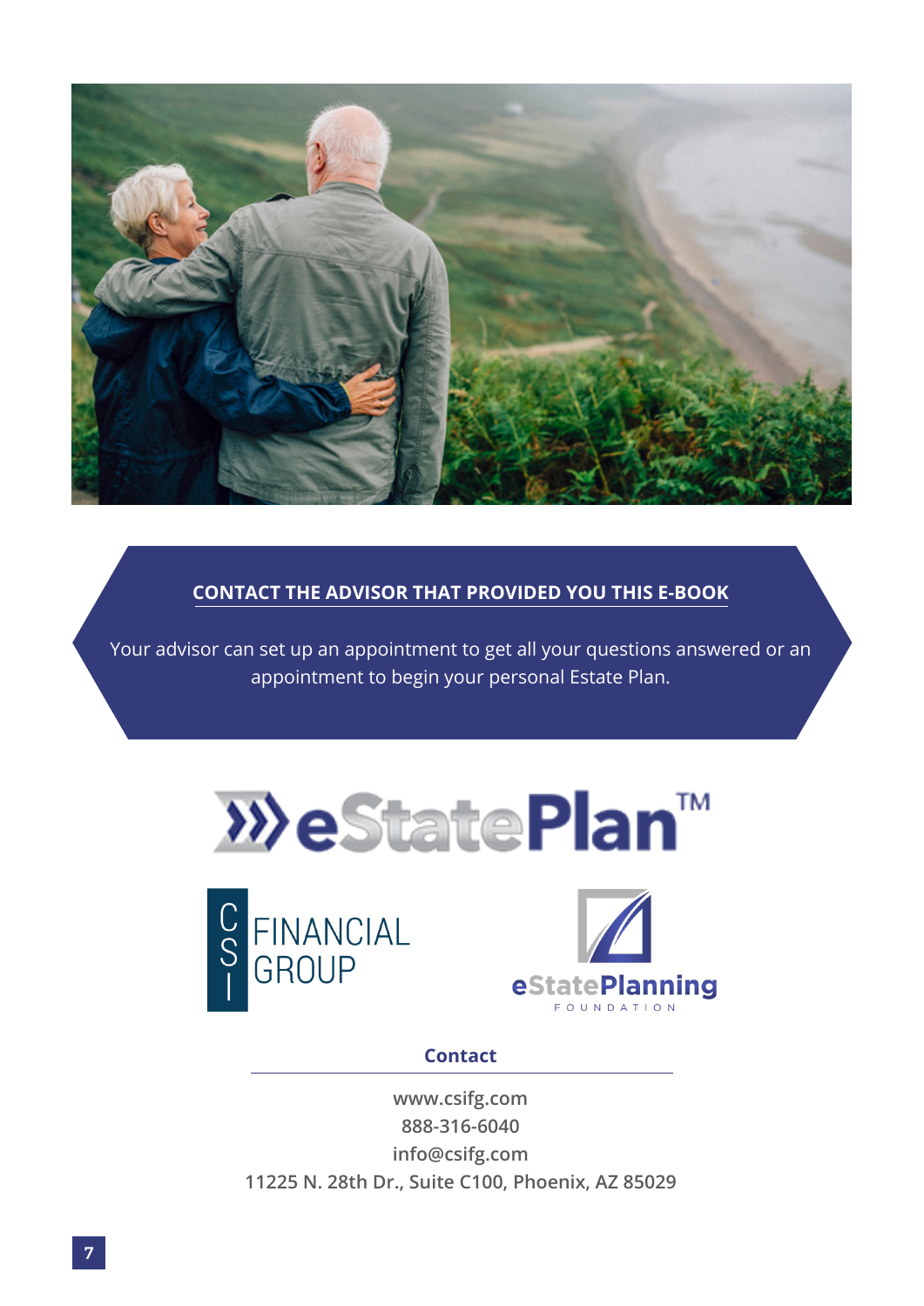**CONTACT THE ADVISOR THAT PROVIDED YOU THIS E-BOOK**

Your advisor can set up an appointment to get all your questions answered or an appointment to begin your personal Estate Plan.

eStatePlan™

CSI FINANCIAL GROUP

eStatePlanning FOUNDATION

**Contact**

**www.csifg.com**
**888-316-6040**
**info@csifg.com**
**11225 N. 28th Dr., Suite C100, Phoenix, AZ 85029**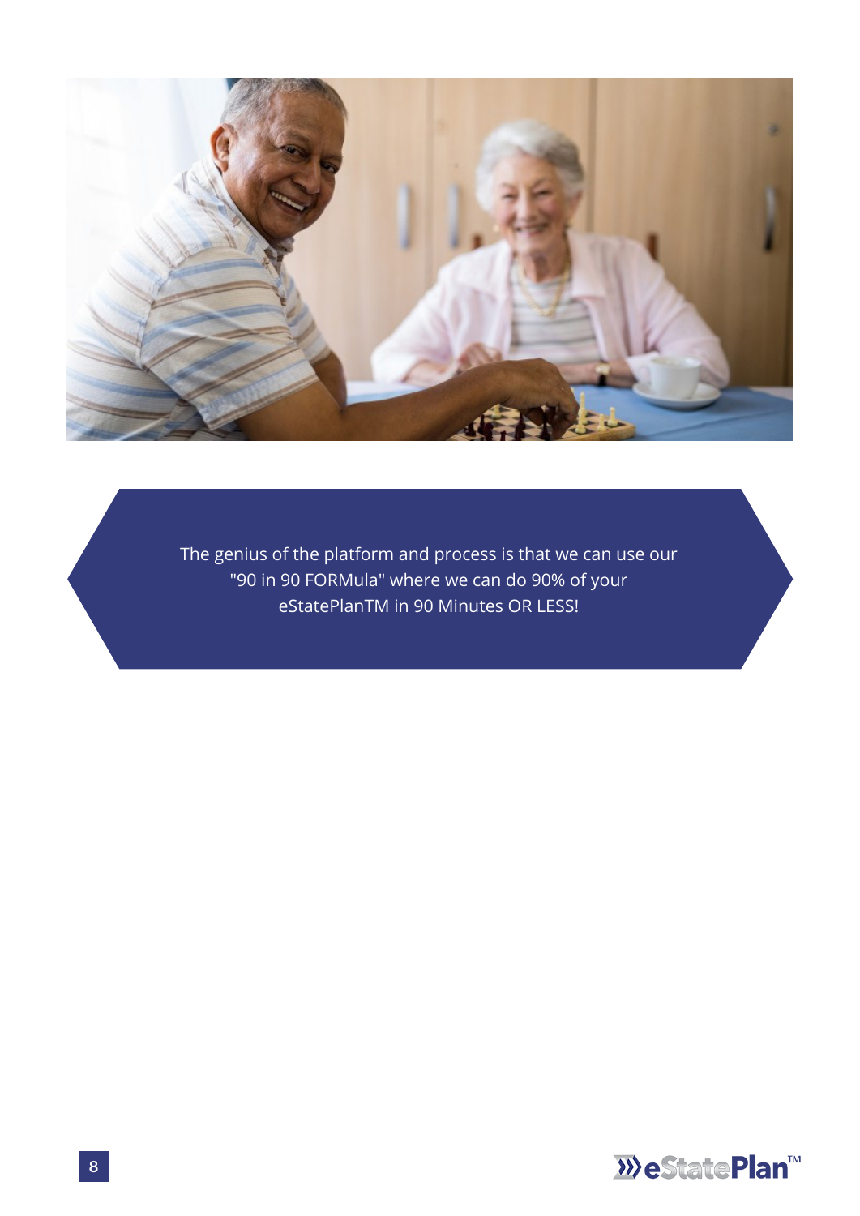The genius of the platform and process is that we can use our "90 in 90 FORMula" where we can do 90% of your eStatePlanTM in 90 Minutes OR LESS!